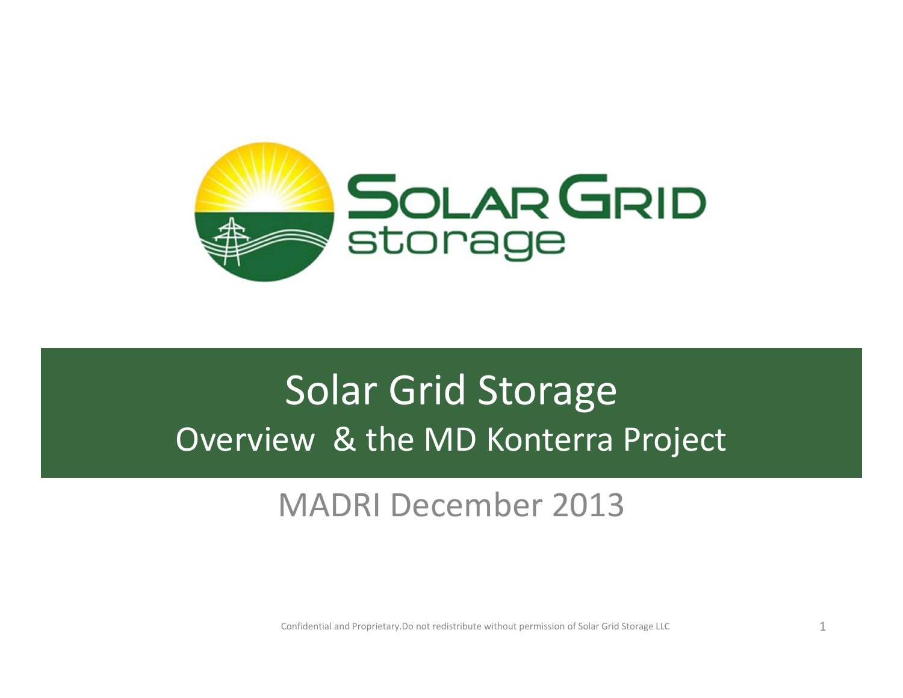# Solar Grid Storage

## Overview & the MD Konterra Project

MADRI December 2013

Confidential and Proprietary.Do not redistribute without permission of Solar Grid Storage LLC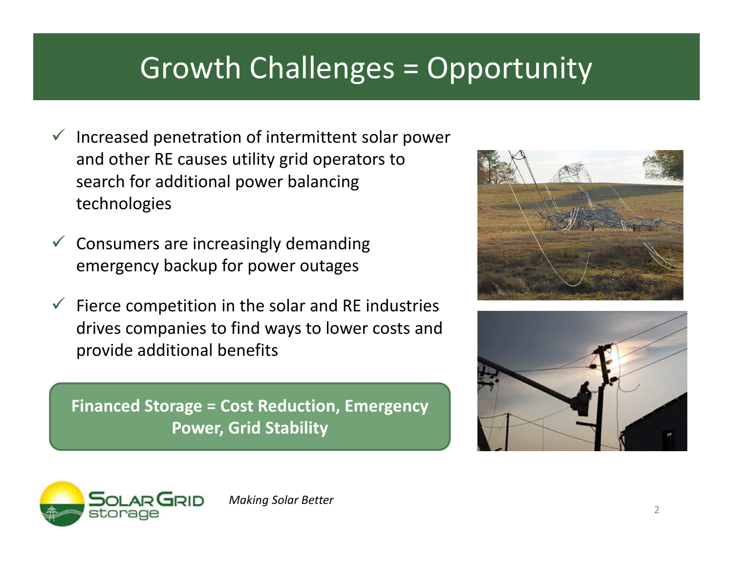# Growth Challenges = Opportunity

- ✓ Increased penetration of intermittent solar power and other RE causes utility grid operators to search for additional power balancing technologies
- ✓ Consumers are increasingly demanding emergency backup for power outages
- ✓ Fierce competition in the solar and RE industries drives companies to find ways to lower costs and provide additional benefits

**Financed Storage = Cost Reduction, Emergency Power, Grid Stability**

*Making Solar Better*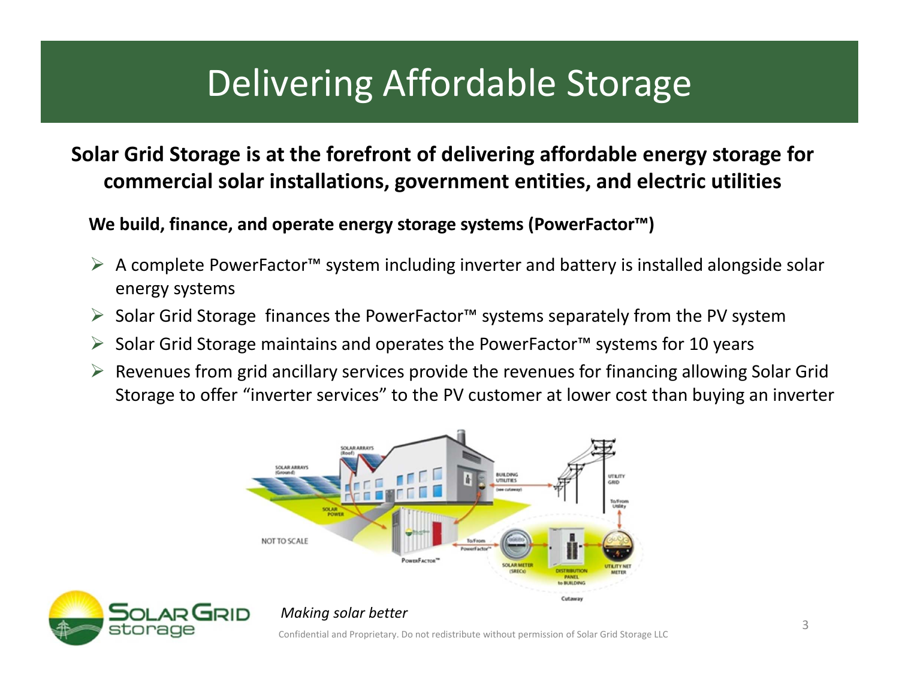# Delivering Affordable Storage

**Solar Grid Storage is at the forefront of delivering affordable energy storage for commercial solar installations, government entities, and electric utilities**

**We build, finance, and operate energy storage systems (PowerFactor™)**

- A complete PowerFactor™ system including inverter and battery is installed alongside solar energy systems
- Solar Grid Storage finances the PowerFactor™ systems separately from the PV system
- Solar Grid Storage maintains and operates the PowerFactor™ systems for 10 years
- Revenues from grid ancillary services provide the revenues for financing allowing Solar Grid Storage to offer “inverter services” to the PV customer at lower cost than buying an inverter

*Making solar better*

Confidential and Proprietary. Do not redistribute without permission of Solar Grid Storage LLC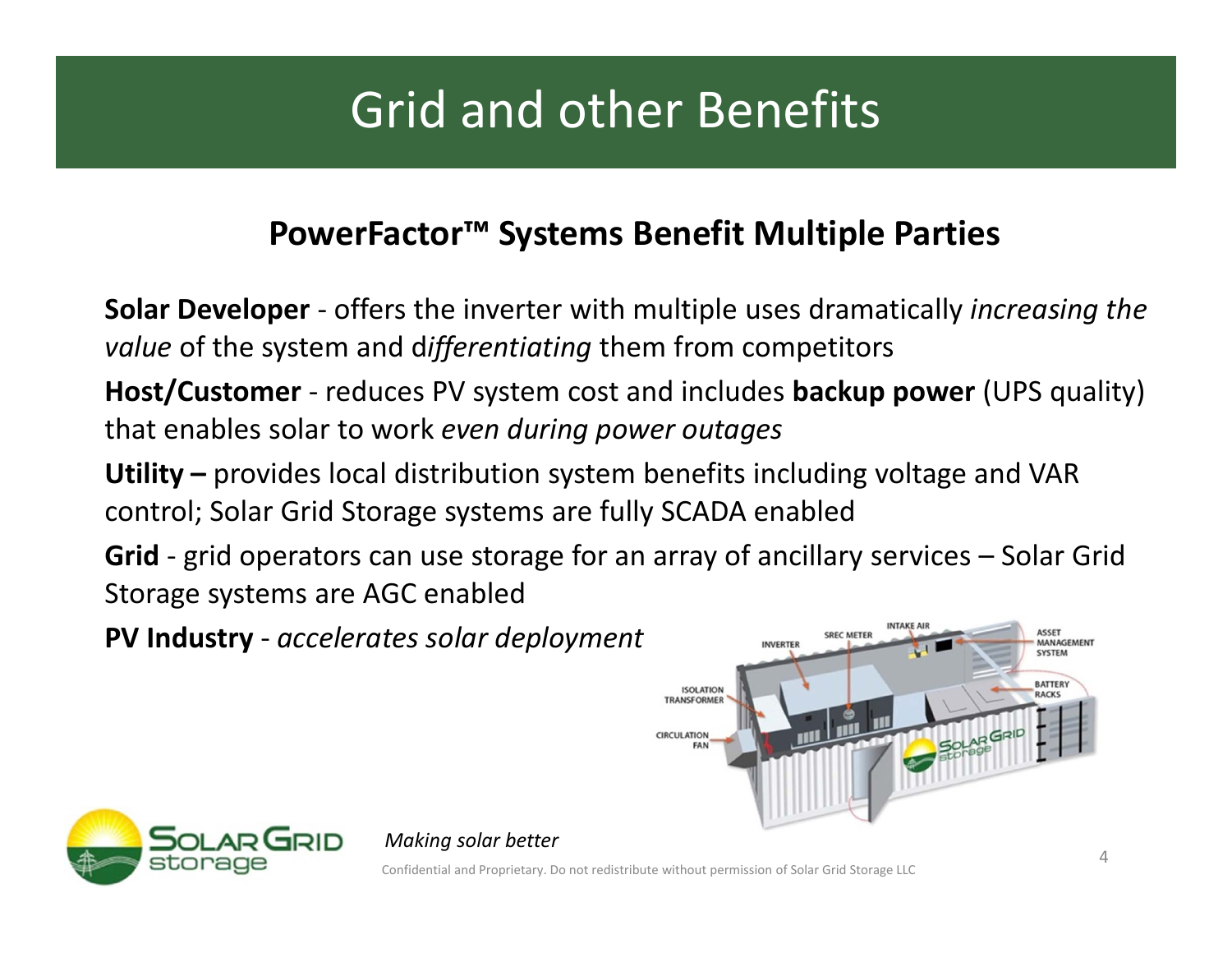# Grid and other Benefits

## PowerFactor™ Systems Benefit Multiple Parties

**Solar Developer** - offers the inverter with multiple uses dramatically *increasing the value* of the system and d*ifferentiating* them from competitors

**Host/Customer** - reduces PV system cost and includes **backup power** (UPS quality) that enables solar to work *even during power outages*

**Utility –** provides local distribution system benefits including voltage and VAR control; Solar Grid Storage systems are fully SCADA enabled

**Grid** - grid operators can use storage for an array of ancillary services – Solar Grid Storage systems are AGC enabled

**PV Industry** - *accelerates solar deployment*

*Making solar better*

Confidential and Proprietary. Do not redistribute without permission of Solar Grid Storage LLC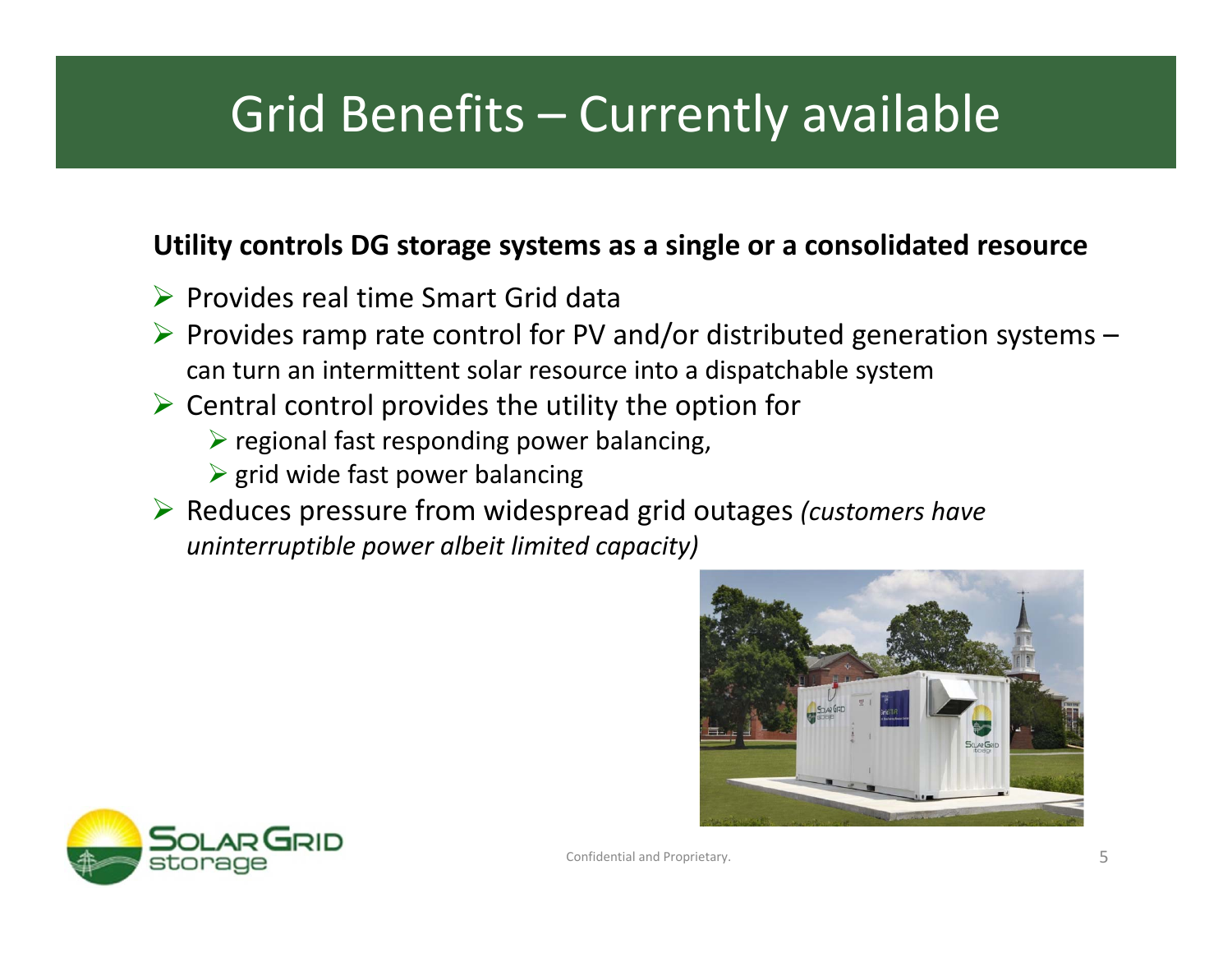# Grid Benefits – Currently available

**Utility controls DG storage systems as a single or a consolidated resource**

- Provides real time Smart Grid data
- Provides ramp rate control for PV and/or distributed generation systems – can turn an intermittent solar resource into a dispatchable system
- Central control provides the utility the option for
  - regional fast responding power balancing,
  - grid wide fast power balancing
- Reduces pressure from widespread grid outages *(customers have uninterruptible power albeit limited capacity)*

Confidential and Proprietary.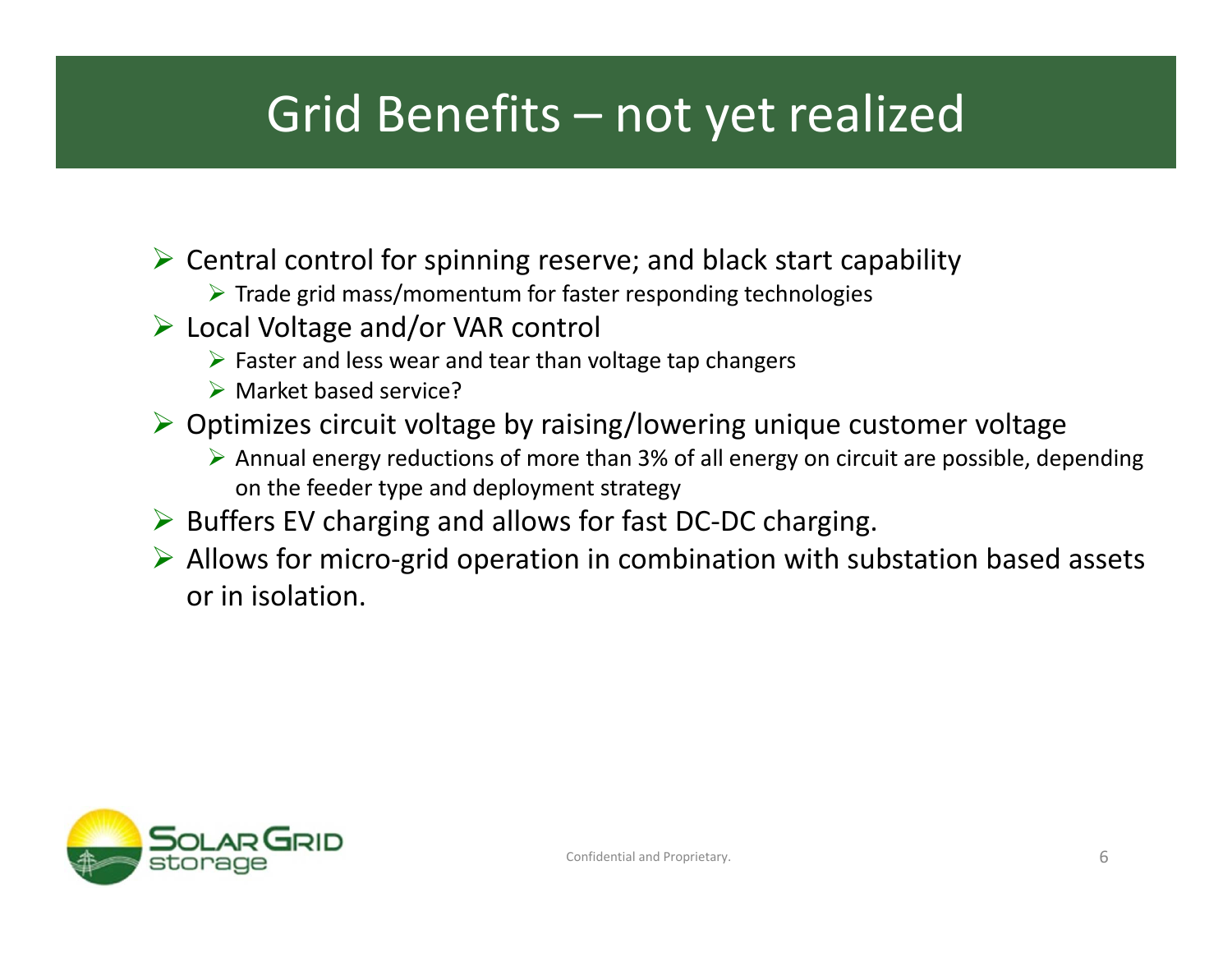# Grid Benefits – not yet realized

- Central control for spinning reserve; and black start capability
  - Trade grid mass/momentum for faster responding technologies
- Local Voltage and/or VAR control
  - Faster and less wear and tear than voltage tap changers
  - Market based service?
- Optimizes circuit voltage by raising/lowering unique customer voltage
  - Annual energy reductions of more than 3% of all energy on circuit are possible, depending on the feeder type and deployment strategy
- Buffers EV charging and allows for fast DC-DC charging.
- Allows for micro-grid operation in combination with substation based assets or in isolation.

Confidential and Proprietary.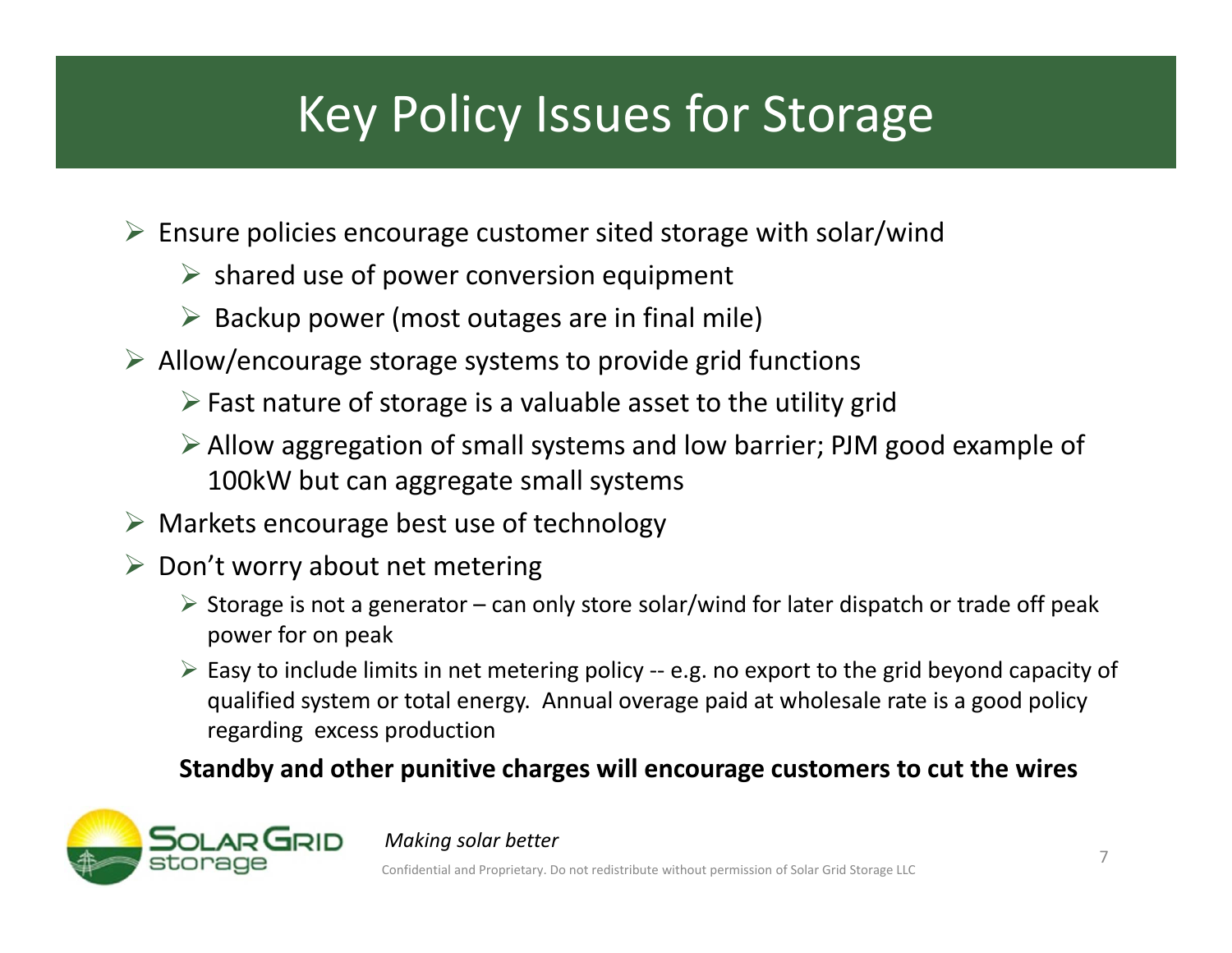# Key Policy Issues for Storage

- Ensure policies encourage customer sited storage with solar/wind
  - shared use of power conversion equipment
  - Backup power (most outages are in final mile)
- Allow/encourage storage systems to provide grid functions
  - Fast nature of storage is a valuable asset to the utility grid
  - Allow aggregation of small systems and low barrier; PJM good example of 100kW but can aggregate small systems
- Markets encourage best use of technology
- Don't worry about net metering
  - Storage is not a generator – can only store solar/wind for later dispatch or trade off peak power for on peak
  - Easy to include limits in net metering policy -- e.g. no export to the grid beyond capacity of qualified system or total energy. Annual overage paid at wholesale rate is a good policy regarding excess production

**Standby and other punitive charges will encourage customers to cut the wires**

Solar Grid storage

*Making solar better*

Confidential and Proprietary. Do not redistribute without permission of Solar Grid Storage LLC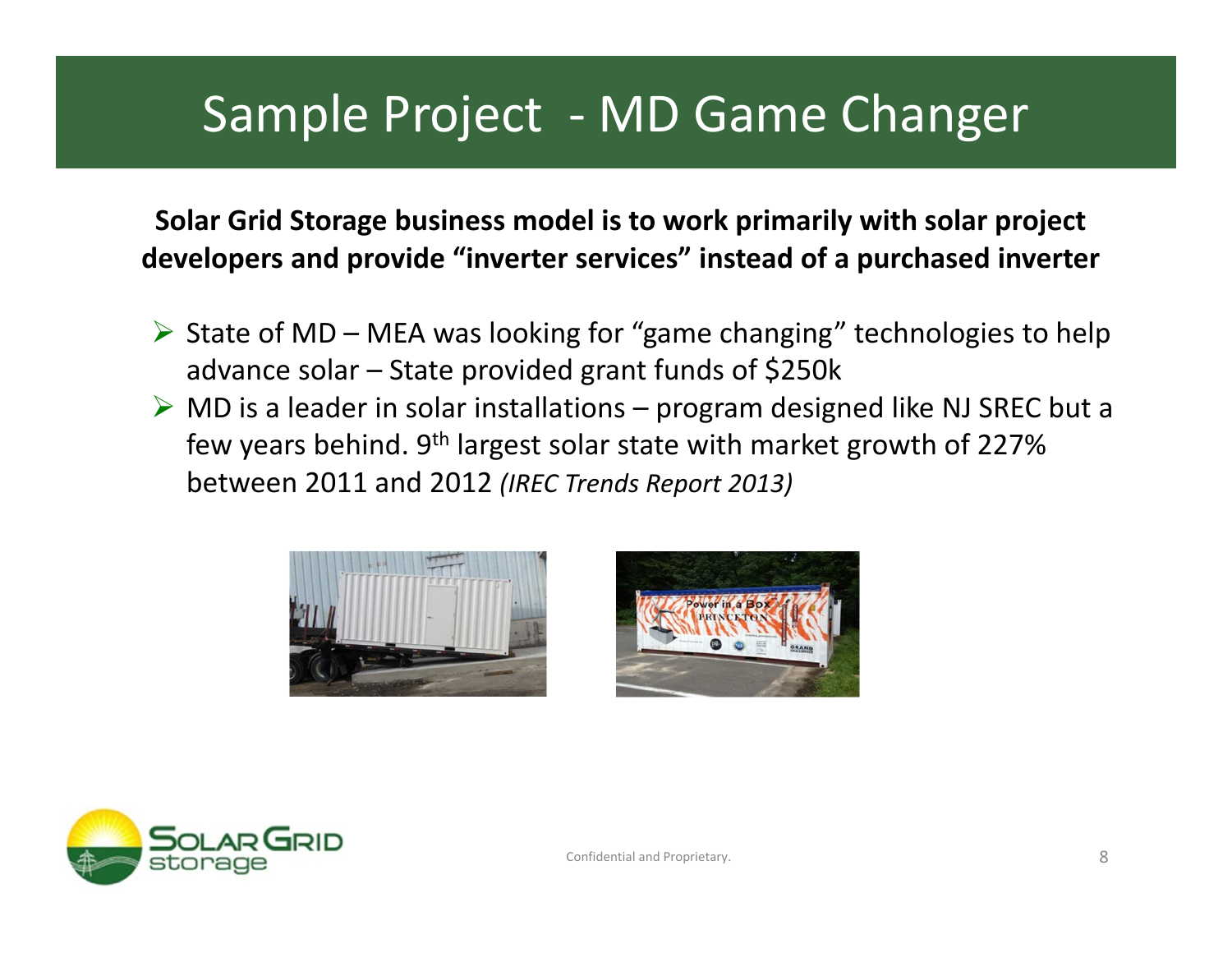# Sample Project - MD Game Changer

**Solar Grid Storage business model is to work primarily with solar project developers and provide "inverter services" instead of a purchased inverter**

- State of MD – MEA was looking for "game changing" technologies to help advance solar – State provided grant funds of $250k
- MD is a leader in solar installations – program designed like NJ SREC but a few years behind. 9th largest solar state with market growth of 227% between 2011 and 2012 *(IREC Trends Report 2013)*

Confidential and Proprietary.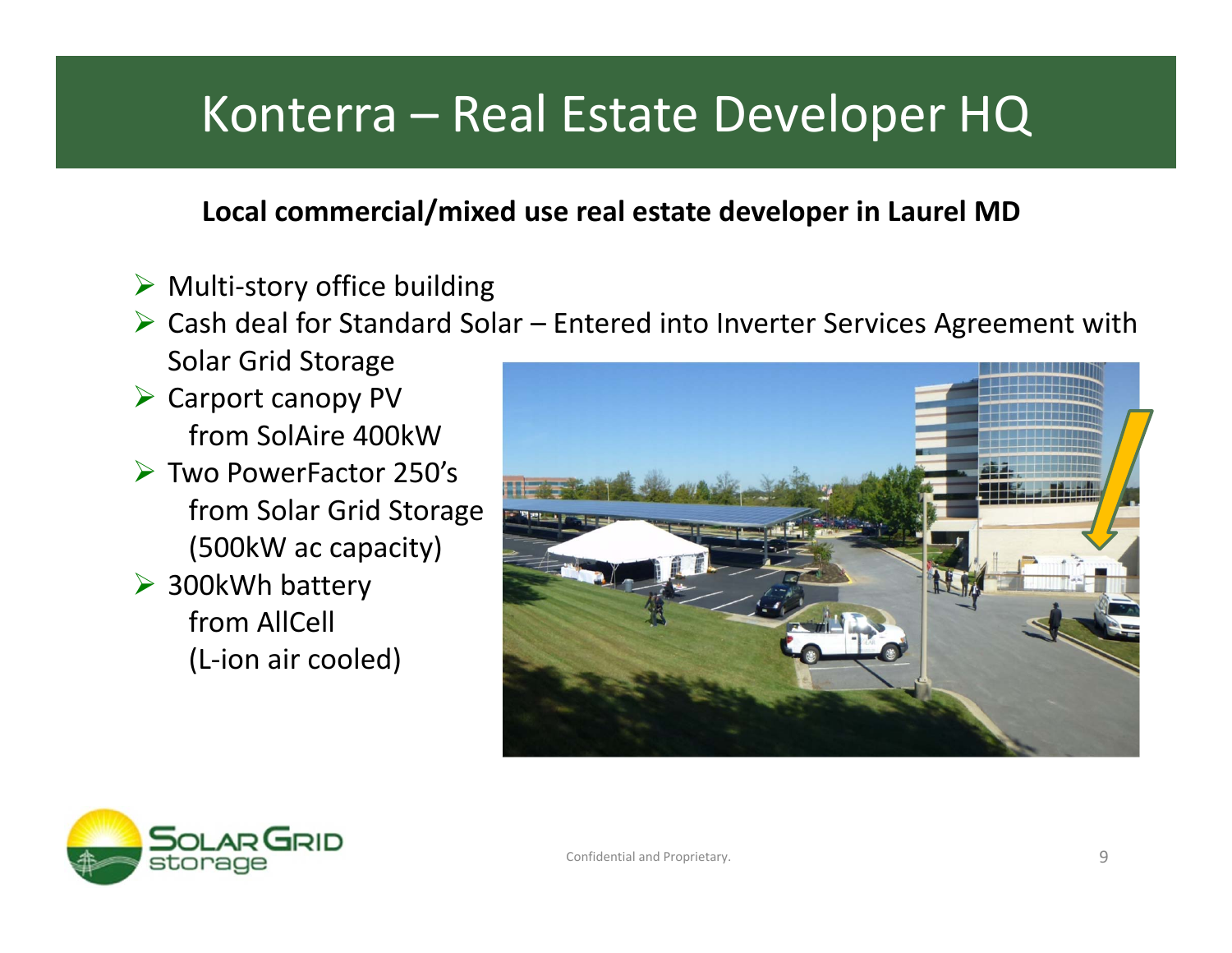# Konterra – Real Estate Developer HQ

**Local commercial/mixed use real estate developer in Laurel MD**

- Multi-story office building
- Cash deal for Standard Solar – Entered into Inverter Services Agreement with Solar Grid Storage
- Carport canopy PV from SolAire 400kW
- Two PowerFactor 250's from Solar Grid Storage (500kW ac capacity)
- 300kWh battery from AllCell (L-ion air cooled)

Confidential and Proprietary.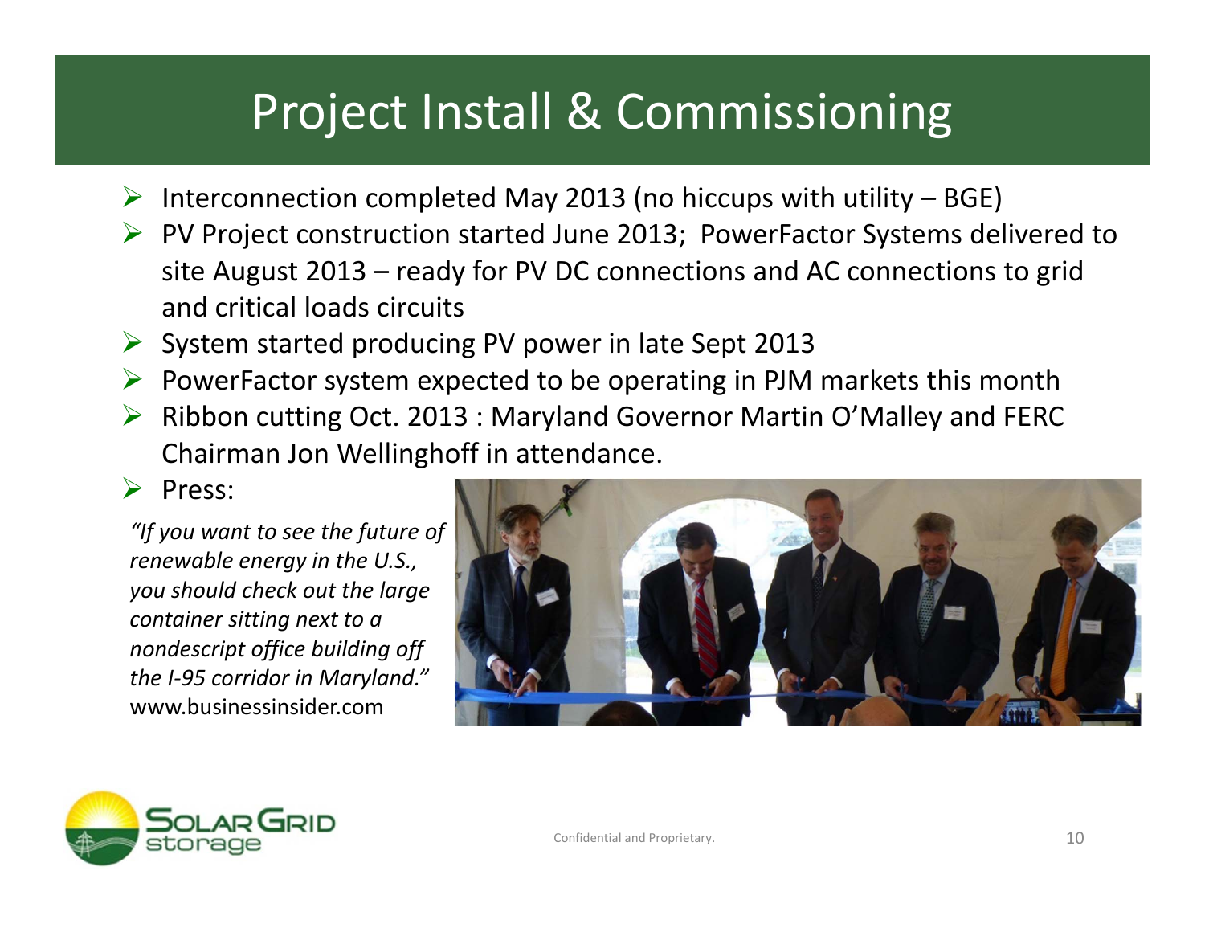# Project Install & Commissioning

- Interconnection completed May 2013 (no hiccups with utility – BGE)
- PV Project construction started June 2013; PowerFactor Systems delivered to site August 2013 – ready for PV DC connections and AC connections to grid and critical loads circuits
- System started producing PV power in late Sept 2013
- PowerFactor system expected to be operating in PJM markets this month
- Ribbon cutting Oct. 2013 : Maryland Governor Martin O'Malley and FERC Chairman Jon Wellinghoff in attendance.
- Press:

*"If you want to see the future of renewable energy in the U.S., you should check out the large container sitting next to a nondescript office building off the I-95 corridor in Maryland."*
www.businessinsider.com

Confidential and Proprietary.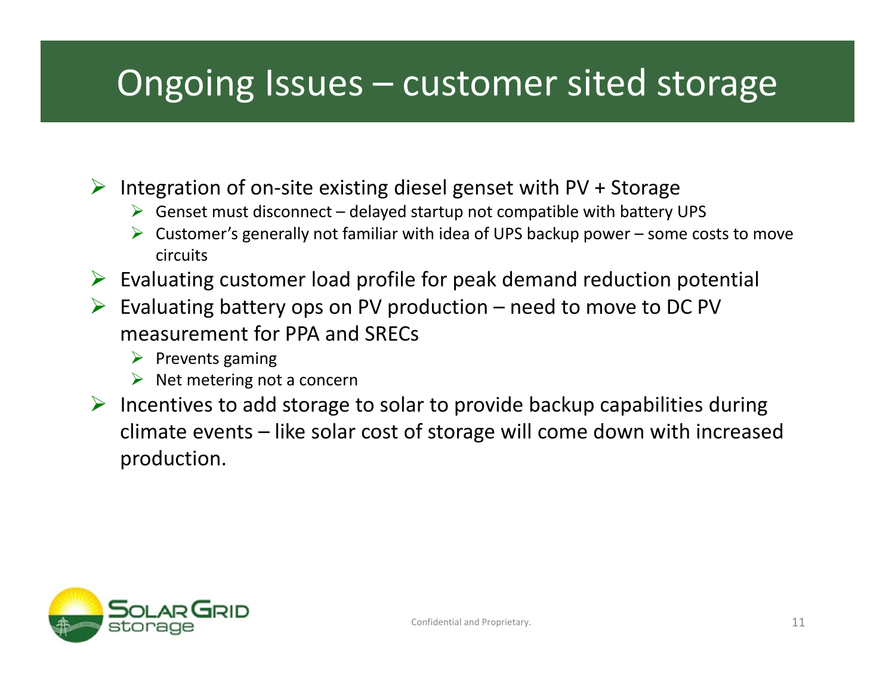# Ongoing Issues – customer sited storage

- Integration of on-site existing diesel genset with PV + Storage
  - Genset must disconnect – delayed startup not compatible with battery UPS
  - Customer's generally not familiar with idea of UPS backup power – some costs to move circuits
- Evaluating customer load profile for peak demand reduction potential
- Evaluating battery ops on PV production – need to move to DC PV measurement for PPA and SRECs
  - Prevents gaming
  - Net metering not a concern
- Incentives to add storage to solar to provide backup capabilities during climate events – like solar cost of storage will come down with increased production.

Confidential and Proprietary.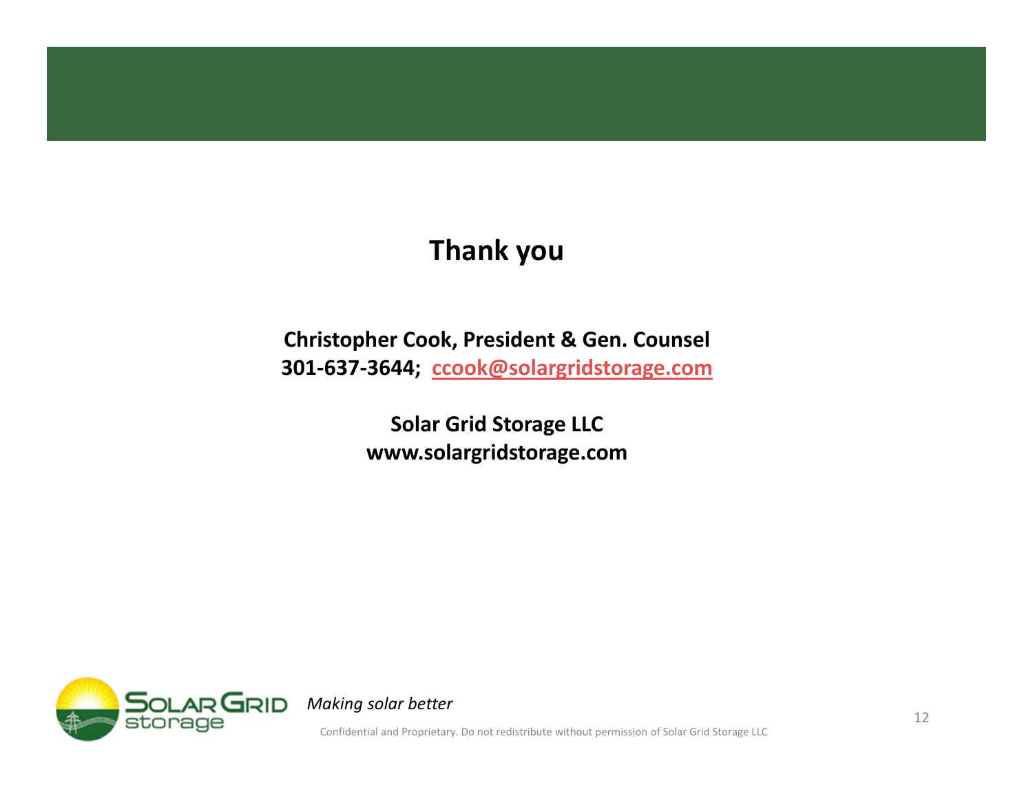# Thank you

**Christopher Cook, President & Gen. Counsel**
**301-637-3644; ccook@solargridstorage.com**

**Solar Grid Storage LLC**
**www.solargridstorage.com**

*Making solar better*

Confidential and Proprietary. Do not redistribute without permission of Solar Grid Storage LLC